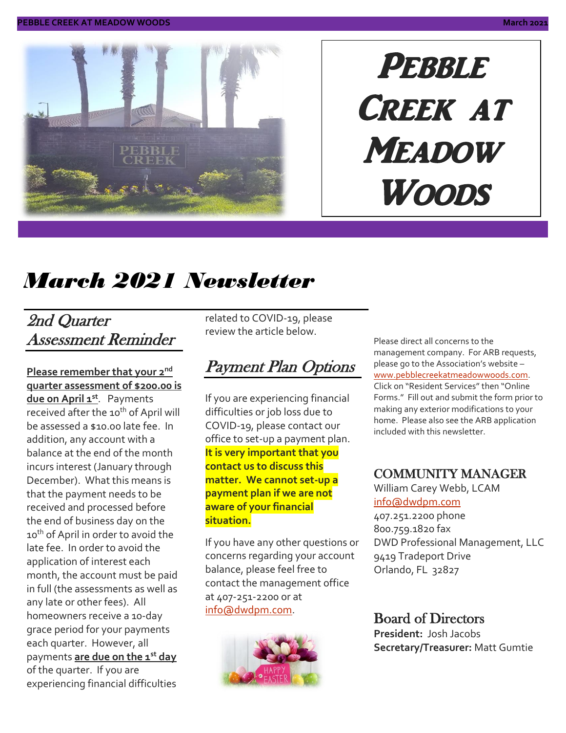# Pebble Creek at Meadow Woods

## March 2021 Newsletter

### 2nd Quarter Assessment Reminder

**Please remember that your 2nd quarter assessment of $200.00 is due on April 1st**. Payments received after the 10th of April will be assessed a $10.00 late fee. In addition, any account with a balance at the end of the month incurs interest (January through December). What this means is that the payment needs to be received and processed before the end of business day on the 10th of April in order to avoid the late fee. In order to avoid the application of interest each month, the account must be paid in full (the assessments as well as any late or other fees). All homeowners receive a 10-day grace period for your payments each quarter. However, all payments **are due on the 1st day** of the quarter. If you are experiencing financial difficulties related to COVID-19, please review the article below.

### Payment Plan Options

If you are experiencing financial difficulties or job loss due to COVID-19, please contact our office to set-up a payment plan. **It is very important that you contact us to discuss this matter. We cannot set-up a payment plan if we are not aware of your financial situation.**

If you have any other questions or concerns regarding your account balance, please feel free to contact the management office at 407-251-2200 or at info@dwdpm.com.

Please direct all concerns to the management company. For ARB requests, please go to the Association's website – www.pebblecreekatmeadowwoods.com. Click on "Resident Services" then "Online Forms." Fill out and submit the form prior to making any exterior modifications to your home. Please also see the ARB application included with this newsletter.

### COMMUNITY MANAGER

William Carey Webb, LCAM
info@dwdpm.com
407.251.2200 phone
800.759.1820 fax
DWD Professional Management, LLC
9419 Tradeport Drive
Orlando, FL 32827

### Board of Directors

**President:** Josh Jacobs
**Secretary/Treasurer:** Matt Gumtie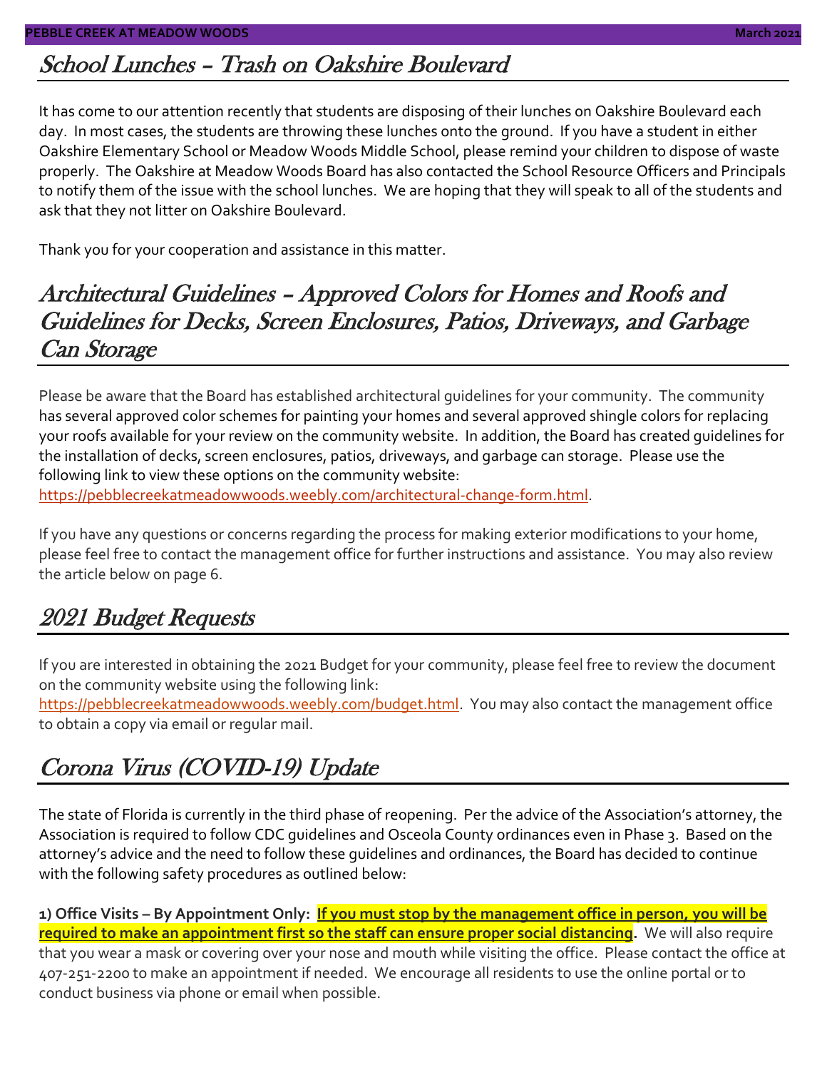## School Lunches – Trash on Oakshire Boulevard

It has come to our attention recently that students are disposing of their lunches on Oakshire Boulevard each day. In most cases, the students are throwing these lunches onto the ground. If you have a student in either Oakshire Elementary School or Meadow Woods Middle School, please remind your children to dispose of waste properly. The Oakshire at Meadow Woods Board has also contacted the School Resource Officers and Principals to notify them of the issue with the school lunches. We are hoping that they will speak to all of the students and ask that they not litter on Oakshire Boulevard.

Thank you for your cooperation and assistance in this matter.

## Architectural Guidelines – Approved Colors for Homes and Roofs and Guidelines for Decks, Screen Enclosures, Patios, Driveways, and Garbage Can Storage

Please be aware that the Board has established architectural guidelines for your community. The community has several approved color schemes for painting your homes and several approved shingle colors for replacing your roofs available for your review on the community website. In addition, the Board has created guidelines for the installation of decks, screen enclosures, patios, driveways, and garbage can storage. Please use the following link to view these options on the community website: https://pebblecreekatmeadowwoods.weebly.com/architectural-change-form.html.

If you have any questions or concerns regarding the process for making exterior modifications to your home, please feel free to contact the management office for further instructions and assistance. You may also review the article below on page 6.

## 2021 Budget Requests

If you are interested in obtaining the 2021 Budget for your community, please feel free to review the document on the community website using the following link: https://pebblecreekatmeadowwoods.weebly.com/budget.html. You may also contact the management office to obtain a copy via email or regular mail.

## Corona Virus (COVID-19) Update

The state of Florida is currently in the third phase of reopening. Per the advice of the Association's attorney, the Association is required to follow CDC guidelines and Osceola County ordinances even in Phase 3. Based on the attorney's advice and the need to follow these guidelines and ordinances, the Board has decided to continue with the following safety procedures as outlined below:

**1) Office Visits – By Appointment Only: <u>If you must stop by the management office in person, you will be required to make an appointment first so the staff can ensure proper social distancing</u>.** We will also require that you wear a mask or covering over your nose and mouth while visiting the office. Please contact the office at 407-251-2200 to make an appointment if needed. We encourage all residents to use the online portal or to conduct business via phone or email when possible.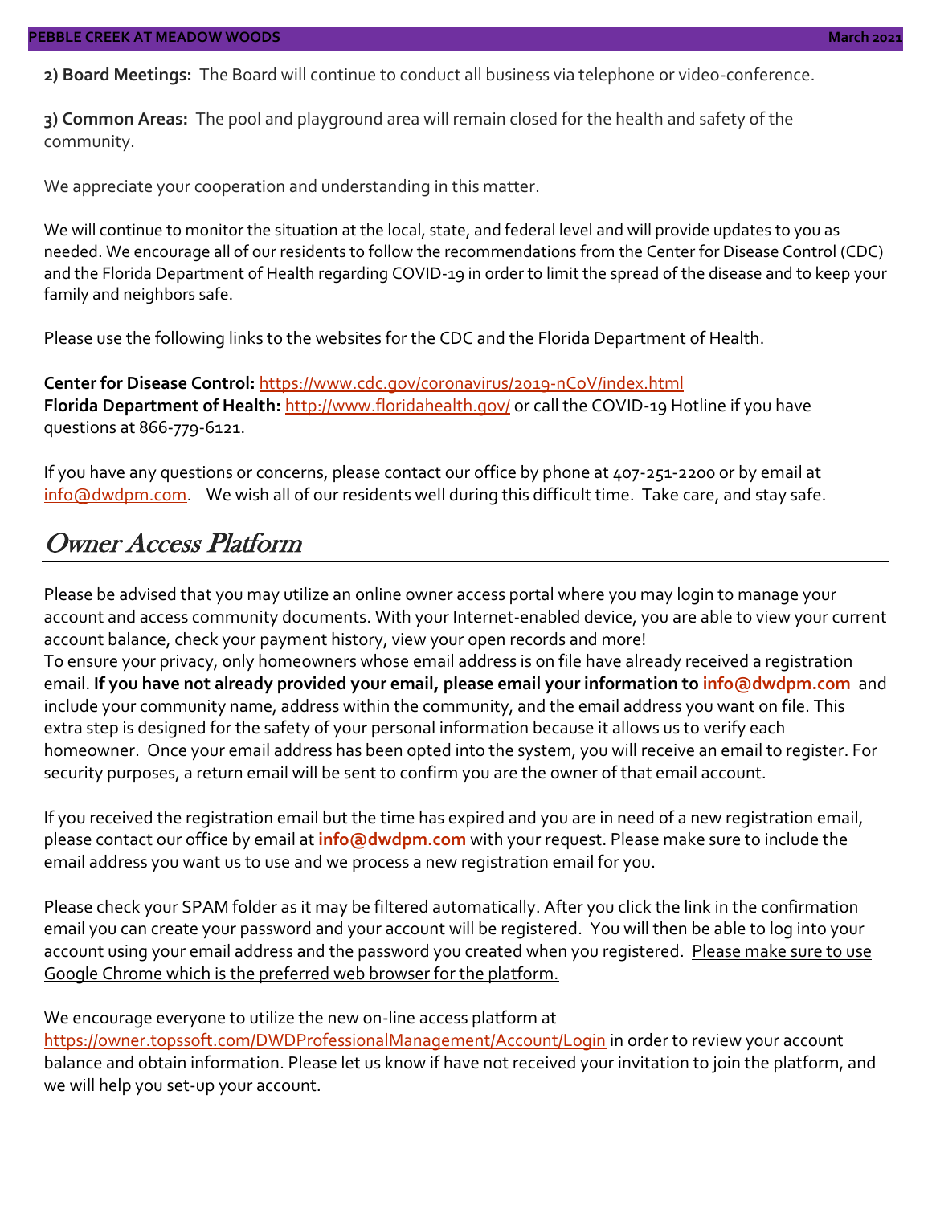**2) Board Meetings:** The Board will continue to conduct all business via telephone or video-conference.

**3) Common Areas:** The pool and playground area will remain closed for the health and safety of the community.

We appreciate your cooperation and understanding in this matter.

We will continue to monitor the situation at the local, state, and federal level and will provide updates to you as needed. We encourage all of our residents to follow the recommendations from the Center for Disease Control (CDC) and the Florida Department of Health regarding COVID-19 in order to limit the spread of the disease and to keep your family and neighbors safe.

Please use the following links to the websites for the CDC and the Florida Department of Health.

**Center for Disease Control:** https://www.cdc.gov/coronavirus/2019-nCoV/index.html
**Florida Department of Health:** http://www.floridahealth.gov/ or call the COVID-19 Hotline if you have questions at 866-779-6121.

If you have any questions or concerns, please contact our office by phone at 407-251-2200 or by email at info@dwdpm.com. We wish all of our residents well during this difficult time. Take care, and stay safe.

## Owner Access Platform

Please be advised that you may utilize an online owner access portal where you may login to manage your account and access community documents. With your Internet-enabled device, you are able to view your current account balance, check your payment history, view your open records and more!
To ensure your privacy, only homeowners whose email address is on file have already received a registration email. **If you have not already provided your email, please email your information to info@dwdpm.com** and include your community name, address within the community, and the email address you want on file. This extra step is designed for the safety of your personal information because it allows us to verify each homeowner. Once your email address has been opted into the system, you will receive an email to register. For security purposes, a return email will be sent to confirm you are the owner of that email account.

If you received the registration email but the time has expired and you are in need of a new registration email, please contact our office by email at **info@dwdpm.com** with your request. Please make sure to include the email address you want us to use and we process a new registration email for you.

Please check your SPAM folder as it may be filtered automatically. After you click the link in the confirmation email you can create your password and your account will be registered. You will then be able to log into your account using your email address and the password you created when you registered. Please make sure to use Google Chrome which is the preferred web browser for the platform.

We encourage everyone to utilize the new on-line access platform at https://owner.topssoft.com/DWDProfessionalManagement/Account/Login in order to review your account balance and obtain information. Please let us know if have not received your invitation to join the platform, and we will help you set-up your account.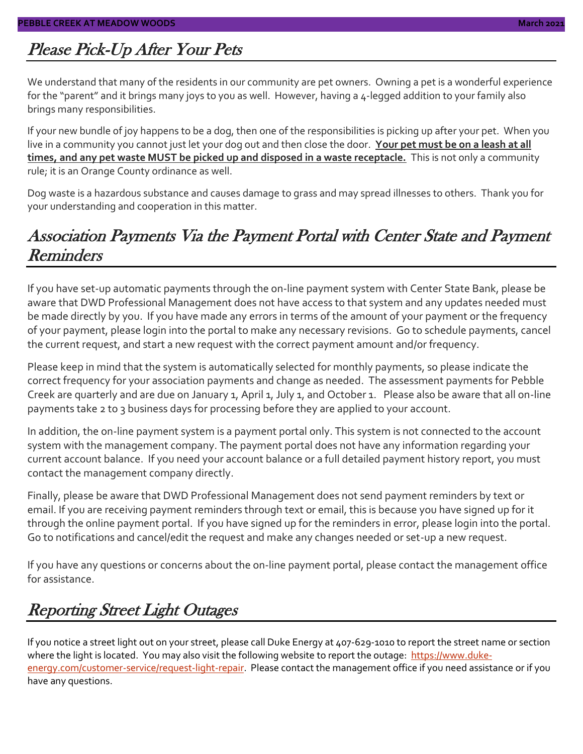## Please Pick-Up After Your Pets

We understand that many of the residents in our community are pet owners. Owning a pet is a wonderful experience for the "parent" and it brings many joys to you as well. However, having a 4-legged addition to your family also brings many responsibilities.

If your new bundle of joy happens to be a dog, then one of the responsibilities is picking up after your pet. When you live in a community you cannot just let your dog out and then close the door. **Your pet must be on a leash at all times, and any pet waste MUST be picked up and disposed in a waste receptacle.** This is not only a community rule; it is an Orange County ordinance as well.

Dog waste is a hazardous substance and causes damage to grass and may spread illnesses to others. Thank you for your understanding and cooperation in this matter.

## Association Payments Via the Payment Portal with Center State and Payment Reminders

If you have set-up automatic payments through the on-line payment system with Center State Bank, please be aware that DWD Professional Management does not have access to that system and any updates needed must be made directly by you. If you have made any errors in terms of the amount of your payment or the frequency of your payment, please login into the portal to make any necessary revisions. Go to schedule payments, cancel the current request, and start a new request with the correct payment amount and/or frequency.

Please keep in mind that the system is automatically selected for monthly payments, so please indicate the correct frequency for your association payments and change as needed. The assessment payments for Pebble Creek are quarterly and are due on January 1, April 1, July 1, and October 1. Please also be aware that all on-line payments take 2 to 3 business days for processing before they are applied to your account.

In addition, the on-line payment system is a payment portal only. This system is not connected to the account system with the management company. The payment portal does not have any information regarding your current account balance. If you need your account balance or a full detailed payment history report, you must contact the management company directly.

Finally, please be aware that DWD Professional Management does not send payment reminders by text or email. If you are receiving payment reminders through text or email, this is because you have signed up for it through the online payment portal. If you have signed up for the reminders in error, please login into the portal. Go to notifications and cancel/edit the request and make any changes needed or set-up a new request.

If you have any questions or concerns about the on-line payment portal, please contact the management office for assistance.

## Reporting Street Light Outages

If you notice a street light out on your street, please call Duke Energy at 407-629-1010 to report the street name or section where the light is located. You may also visit the following website to report the outage: https://www.duke-energy.com/customer-service/request-light-repair. Please contact the management office if you need assistance or if you have any questions.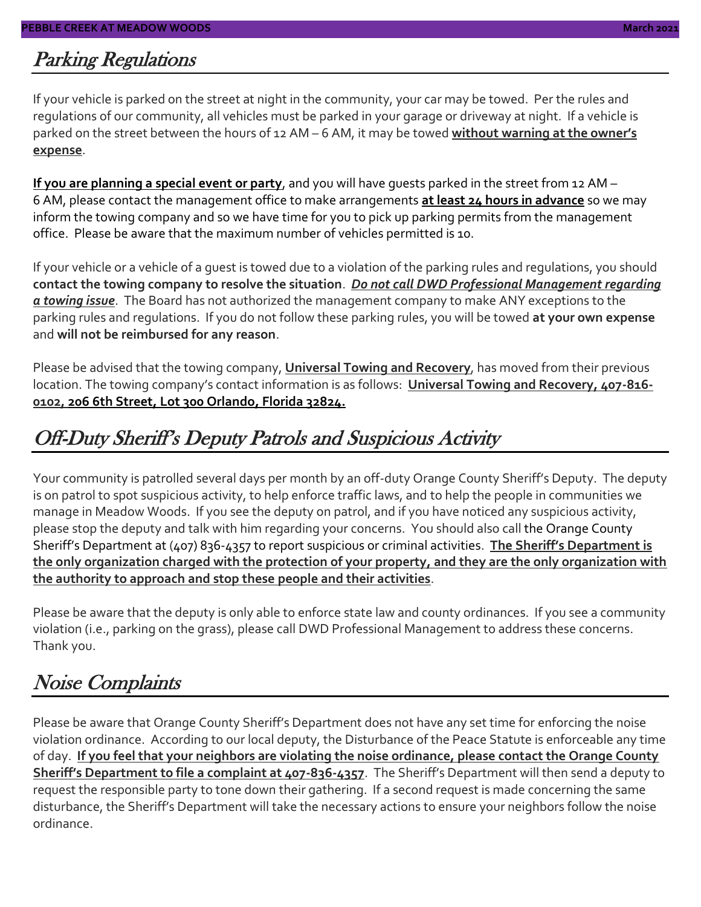## Parking Regulations

If your vehicle is parked on the street at night in the community, your car may be towed. Per the rules and regulations of our community, all vehicles must be parked in your garage or driveway at night. If a vehicle is parked on the street between the hours of 12 AM – 6 AM, it may be towed **without warning at the owner's expense**.

**If you are planning a special event or party**, and you will have guests parked in the street from 12 AM – 6 AM, please contact the management office to make arrangements **at least 24 hours in advance** so we may inform the towing company and so we have time for you to pick up parking permits from the management office. Please be aware that the maximum number of vehicles permitted is 10.

If your vehicle or a vehicle of a guest is towed due to a violation of the parking rules and regulations, you should **contact the towing company to resolve the situation**. ***Do not call DWD Professional Management regarding a towing issue***. The Board has not authorized the management company to make ANY exceptions to the parking rules and regulations. If you do not follow these parking rules, you will be towed **at your own expense** and **will not be reimbursed for any reason**.

Please be advised that the towing company, **Universal Towing and Recovery**, has moved from their previous location. The towing company's contact information is as follows: **Universal Towing and Recovery, 407-816-0102, 206 6th Street, Lot 300 Orlando, Florida 32824.**

## Off-Duty Sheriff's Deputy Patrols and Suspicious Activity

Your community is patrolled several days per month by an off-duty Orange County Sheriff's Deputy. The deputy is on patrol to spot suspicious activity, to help enforce traffic laws, and to help the people in communities we manage in Meadow Woods. If you see the deputy on patrol, and if you have noticed any suspicious activity, please stop the deputy and talk with him regarding your concerns. You should also call the Orange County Sheriff's Department at (407) 836-4357 to report suspicious or criminal activities. **The Sheriff's Department is the only organization charged with the protection of your property, and they are the only organization with the authority to approach and stop these people and their activities**.

Please be aware that the deputy is only able to enforce state law and county ordinances. If you see a community violation (i.e., parking on the grass), please call DWD Professional Management to address these concerns. Thank you.

## Noise Complaints

Please be aware that Orange County Sheriff's Department does not have any set time for enforcing the noise violation ordinance. According to our local deputy, the Disturbance of the Peace Statute is enforceable any time of day. **If you feel that your neighbors are violating the noise ordinance, please contact the Orange County Sheriff's Department to file a complaint at 407-836-4357**. The Sheriff's Department will then send a deputy to request the responsible party to tone down their gathering. If a second request is made concerning the same disturbance, the Sheriff's Department will take the necessary actions to ensure your neighbors follow the noise ordinance.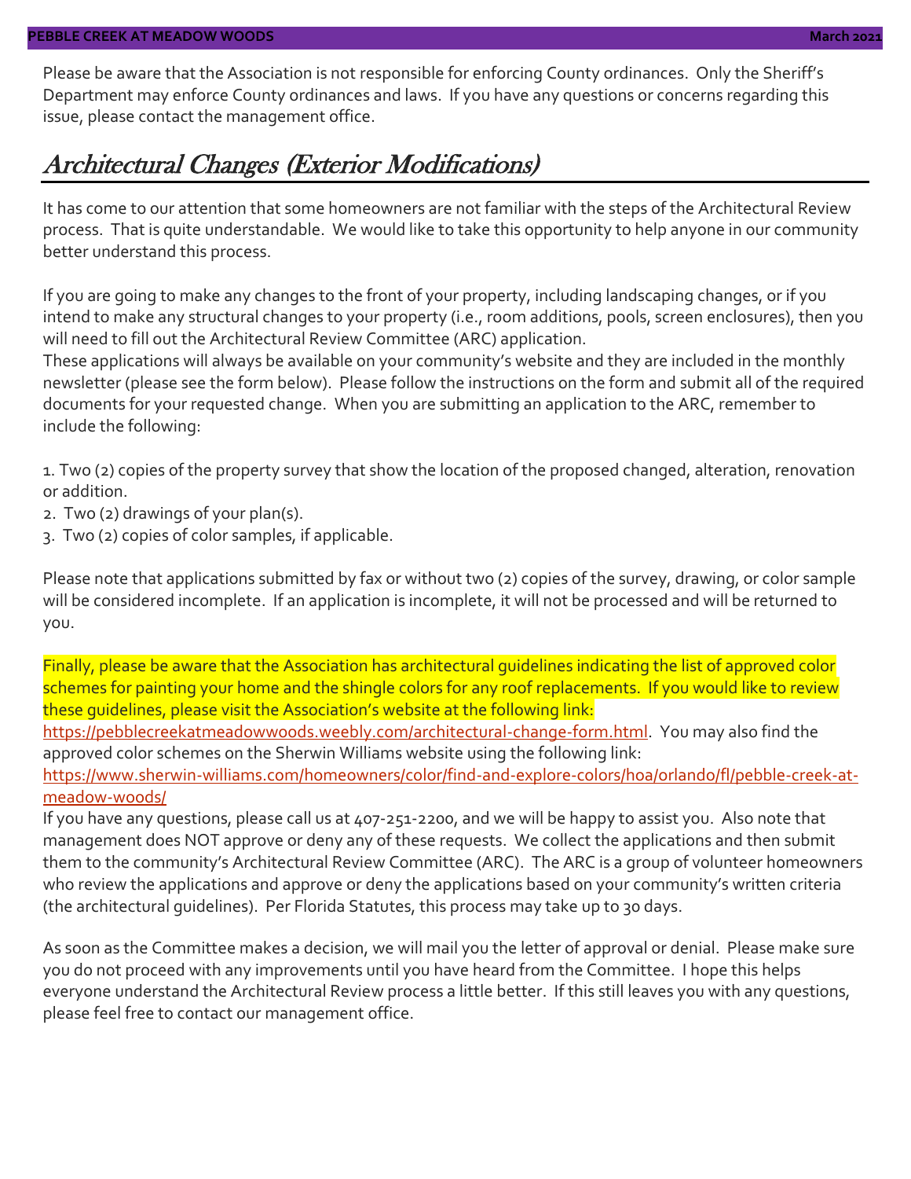Please be aware that the Association is not responsible for enforcing County ordinances. Only the Sheriff's Department may enforce County ordinances and laws. If you have any questions or concerns regarding this issue, please contact the management office.

## *Architectural Changes (Exterior Modifications)*

It has come to our attention that some homeowners are not familiar with the steps of the Architectural Review process. That is quite understandable. We would like to take this opportunity to help anyone in our community better understand this process.

If you are going to make any changes to the front of your property, including landscaping changes, or if you intend to make any structural changes to your property (i.e., room additions, pools, screen enclosures), then you will need to fill out the Architectural Review Committee (ARC) application.
These applications will always be available on your community's website and they are included in the monthly newsletter (please see the form below). Please follow the instructions on the form and submit all of the required documents for your requested change. When you are submitting an application to the ARC, remember to include the following:

1. Two (2) copies of the property survey that show the location of the proposed changed, alteration, renovation or addition.
2. Two (2) drawings of your plan(s).
3. Two (2) copies of color samples, if applicable.

Please note that applications submitted by fax or without two (2) copies of the survey, drawing, or color sample will be considered incomplete. If an application is incomplete, it will not be processed and will be returned to you.

Finally, please be aware that the Association has architectural guidelines indicating the list of approved color schemes for painting your home and the shingle colors for any roof replacements. If you would like to review these guidelines, please visit the Association's website at the following link:
https://pebblecreekatmeadowwoods.weebly.com/architectural-change-form.html. You may also find the approved color schemes on the Sherwin Williams website using the following link:
https://www.sherwin-williams.com/homeowners/color/find-and-explore-colors/hoa/orlando/fl/pebble-creek-at-meadow-woods/
If you have any questions, please call us at 407-251-2200, and we will be happy to assist you. Also note that management does NOT approve or deny any of these requests. We collect the applications and then submit them to the community's Architectural Review Committee (ARC). The ARC is a group of volunteer homeowners who review the applications and approve or deny the applications based on your community's written criteria (the architectural guidelines). Per Florida Statutes, this process may take up to 30 days.

As soon as the Committee makes a decision, we will mail you the letter of approval or denial. Please make sure you do not proceed with any improvements until you have heard from the Committee. I hope this helps everyone understand the Architectural Review process a little better. If this still leaves you with any questions, please feel free to contact our management office.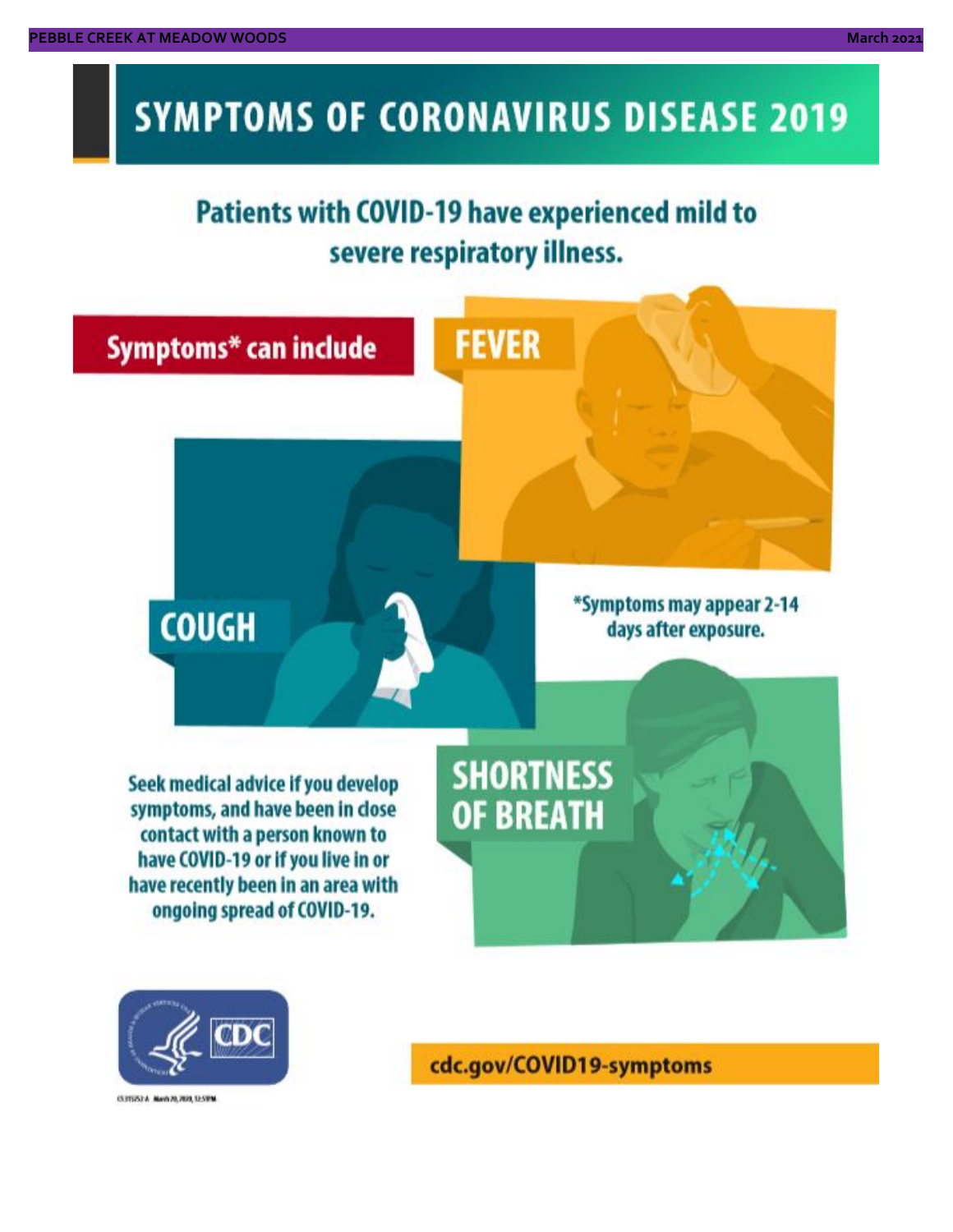# SYMPTOMS OF CORONAVIRUS DISEASE 2019

## Patients with COVID-19 have experienced mild to severe respiratory illness.

**Symptoms* can include**

**FEVER**

**COUGH**

**SHORTNESS OF BREATH**

*Symptoms may appear 2-14 days after exposure.

Seek medical advice if you develop symptoms, and have been in close contact with a person known to have COVID-19 or if you live in or have recently been in an area with ongoing spread of COVID-19.

CDC

cdc.gov/COVID19-symptoms

CS315252-A March 20, 2020, 12:51PM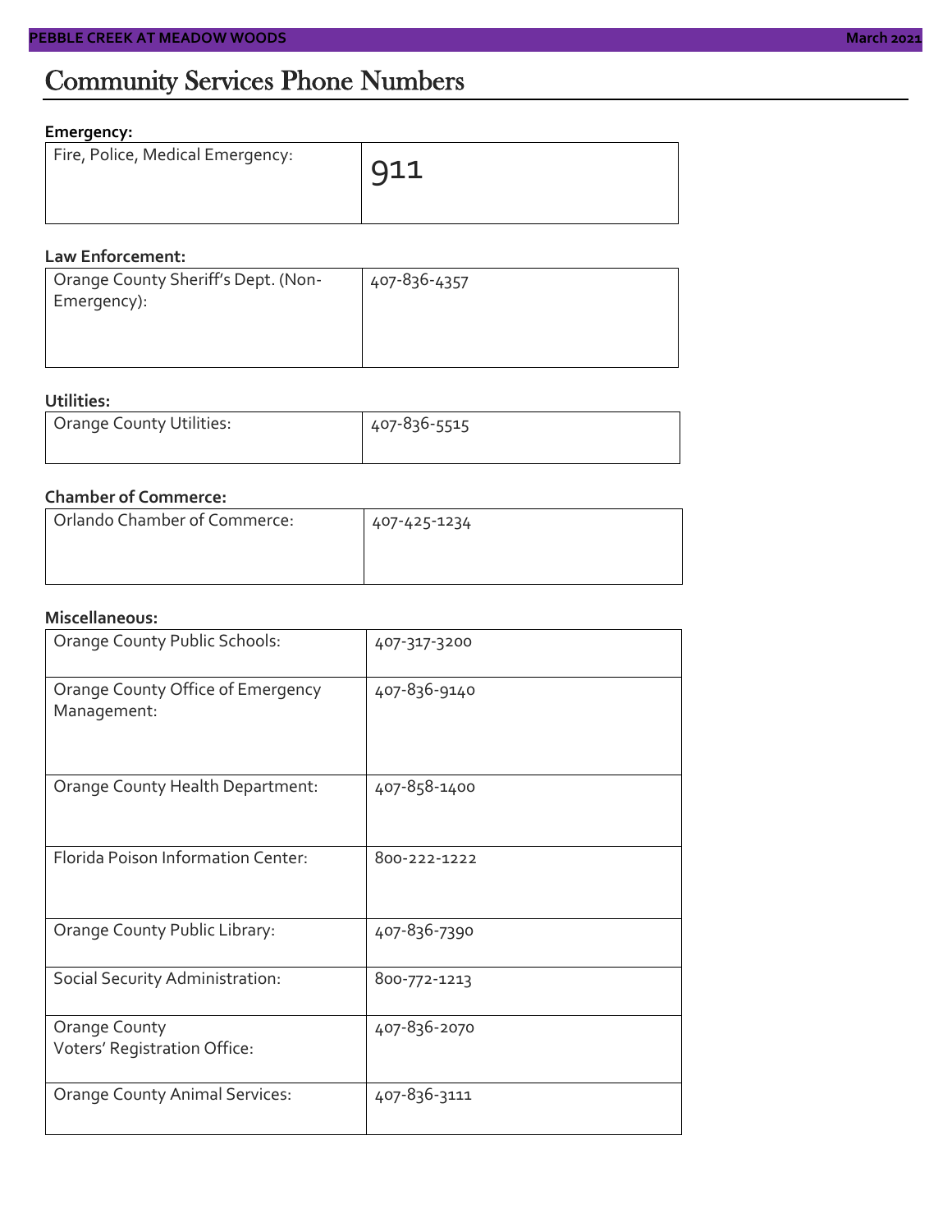# Community Services Phone Numbers

**Emergency:**

| Fire, Police, Medical Emergency: | 911 |
|---|---|

**Law Enforcement:**

| Orange County Sheriff's Dept. (Non-Emergency): | 407-836-4357 |
|---|---|

**Utilities:**

| Orange County Utilities: | 407-836-5515 |
|---|---|

**Chamber of Commerce:**

| Orlando Chamber of Commerce: | 407-425-1234 |
|---|---|

**Miscellaneous:**

| Orange County Public Schools: | 407-317-3200 |
|---|---|
| Orange County Office of Emergency Management: | 407-836-9140 |
| Orange County Health Department: | 407-858-1400 |
| Florida Poison Information Center: | 800-222-1222 |
| Orange County Public Library: | 407-836-7390 |
| Social Security Administration: | 800-772-1213 |
| Orange County Voters' Registration Office: | 407-836-2070 |
| Orange County Animal Services: | 407-836-3111 |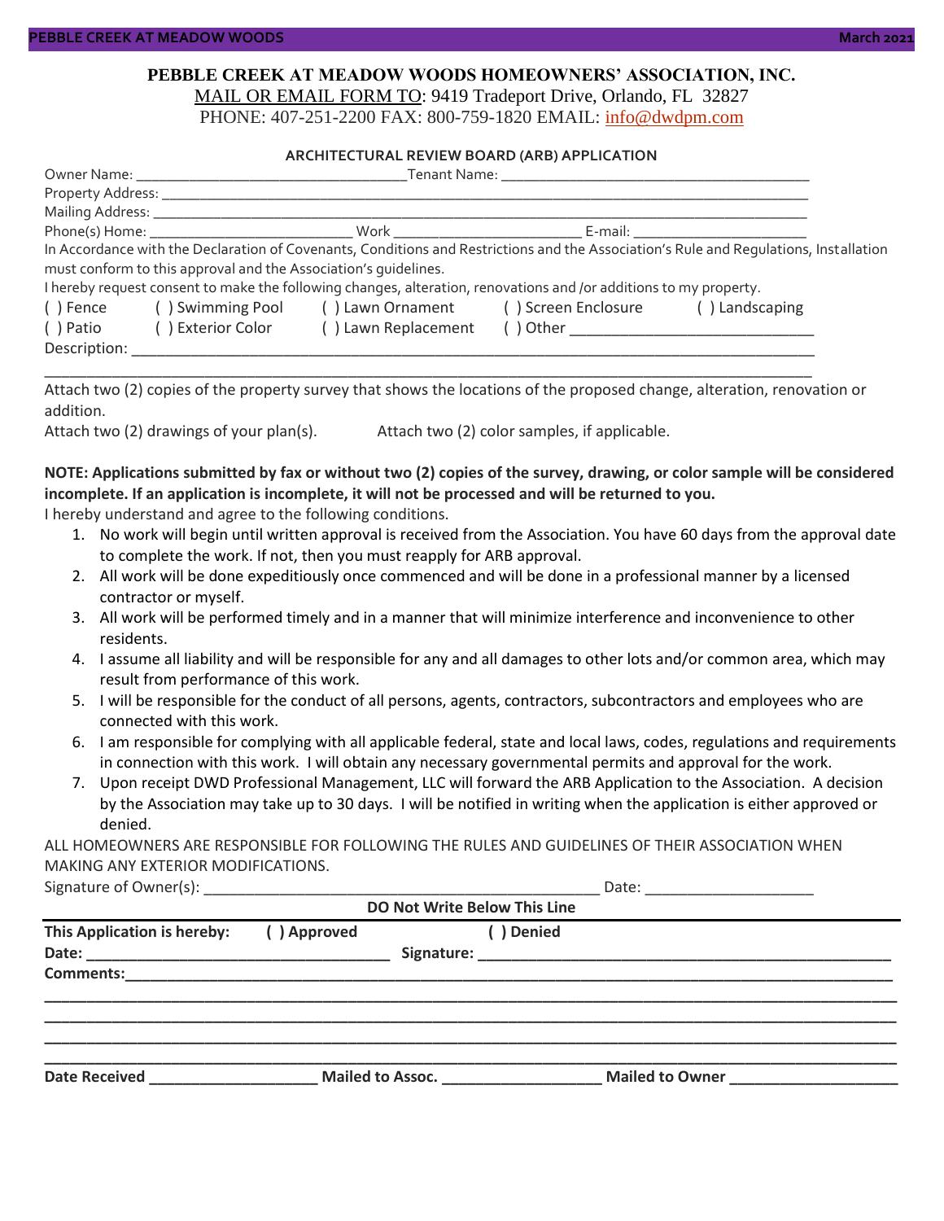**PEBBLE CREEK AT MEADOW WOODS HOMEOWNERS' ASSOCIATION, INC.**

MAIL OR EMAIL FORM TO: 9419 Tradeport Drive, Orlando, FL 32827

PHONE: 407-251-2200 FAX: 800-759-1820 EMAIL: info@dwdpm.com

**ARCHITECTURAL REVIEW BOARD (ARB) APPLICATION**

Owner Name: ___________________________________ Tenant Name: ________________________________________

Property Address: ______________________________________________________________________________________

Mailing Address: _______________________________________________________________________________________

Phone(s) Home: __________________________ Work _________________________ E-mail: ______________________

In Accordance with the Declaration of Covenants, Conditions and Restrictions and the Association's Rule and Regulations, Installation must conform to this approval and the Association's guidelines.

I hereby request consent to make the following changes, alteration, renovations and /or additions to my property.

( ) Fence ( ) Swimming Pool ( ) Lawn Ornament ( ) Screen Enclosure ( ) Landscaping

( ) Patio ( ) Exterior Color ( ) Lawn Replacement ( ) Other ______________________________

Description: ___________________________________________________________________________________________

_______________________________________________________________________________________________________

Attach two (2) copies of the property survey that shows the locations of the proposed change, alteration, renovation or addition.

Attach two (2) drawings of your plan(s). Attach two (2) color samples, if applicable.

**NOTE: Applications submitted by fax or without two (2) copies of the survey, drawing, or color sample will be considered incomplete. If an application is incomplete, it will not be processed and will be returned to you.**

I hereby understand and agree to the following conditions.

1. No work will begin until written approval is received from the Association. You have 60 days from the approval date to complete the work. If not, then you must reapply for ARB approval.
2. All work will be done expeditiously once commenced and will be done in a professional manner by a licensed contractor or myself.
3. All work will be performed timely and in a manner that will minimize interference and inconvenience to other residents.
4. I assume all liability and will be responsible for any and all damages to other lots and/or common area, which may result from performance of this work.
5. I will be responsible for the conduct of all persons, agents, contractors, subcontractors and employees who are connected with this work.
6. I am responsible for complying with all applicable federal, state and local laws, codes, regulations and requirements in connection with this work. I will obtain any necessary governmental permits and approval for the work.
7. Upon receipt DWD Professional Management, LLC will forward the ARB Application to the Association. A decision by the Association may take up to 30 days. I will be notified in writing when the application is either approved or denied.

ALL HOMEOWNERS ARE RESPONSIBLE FOR FOLLOWING THE RULES AND GUIDELINES OF THEIR ASSOCIATION WHEN MAKING ANY EXTERIOR MODIFICATIONS.

Signature of Owner(s): _______________________________________________ Date: ____________________

**DO Not Write Below This Line**

**This Application is hereby: ( ) Approved ( ) Denied**

**Date:** ___________________________________ **Signature:** ___________________________________________________

**Comments:**_____________________________________________________________________________________________

_________________________________________________________________________________________________________

_________________________________________________________________________________________________________

_________________________________________________________________________________________________________

_________________________________________________________________________________________________________

**Date Received** ____________________ **Mailed to Assoc.** __________________ **Mailed to Owner** ___________________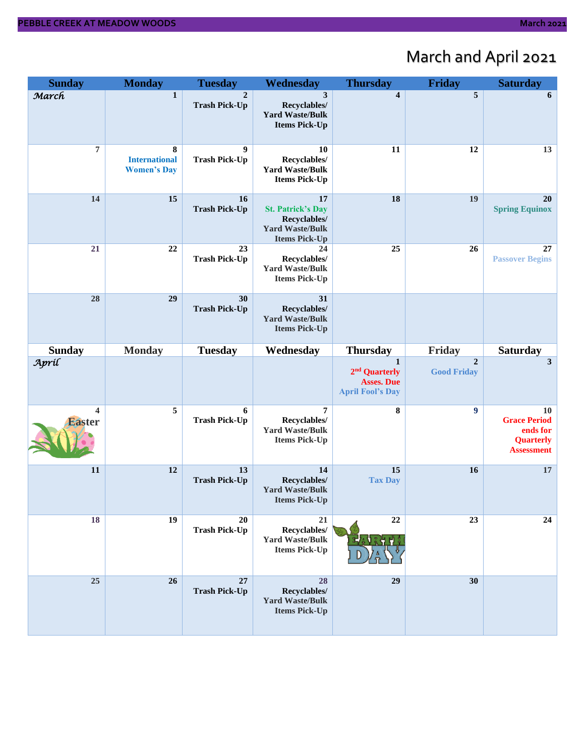# March and April 2021

| Sunday | Monday | Tuesday | Wednesday | Thursday | Friday | Saturday |
|---|---|---|---|---|---|---|
| *March* | 1 | 2 Trash Pick-Up | 3 Recyclables/ Yard Waste/Bulk Items Pick-Up | 4 | 5 | 6 |
| 7 | 8 International Women's Day | 9 Trash Pick-Up | 10 Recyclables/ Yard Waste/Bulk Items Pick-Up | 11 | 12 | 13 |
| 14 | 15 | 16 Trash Pick-Up | 17 St. Patrick's Day Recyclables/ Yard Waste/Bulk Items Pick-Up | 18 | 19 | 20 Spring Equinox |
| 21 | 22 | 23 Trash Pick-Up | 24 Recyclables/ Yard Waste/Bulk Items Pick-Up | 25 | 26 | 27 Passover Begins |
| 28 | 29 | 30 Trash Pick-Up | 31 Recyclables/ Yard Waste/Bulk Items Pick-Up | | | |
| **Sunday** | **Monday** | **Tuesday** | **Wednesday** | **Thursday** | **Friday** | **Saturday** |
| *April* | | | | 1 2nd Quarterly Asses. Due April Fool's Day | 2 Good Friday | 3 |
| 4 Easter | 5 | 6 Trash Pick-Up | 7 Recyclables/ Yard Waste/Bulk Items Pick-Up | 8 | 9 | 10 Grace Period ends for Quarterly Assessment |
| 11 | 12 | 13 Trash Pick-Up | 14 Recyclables/ Yard Waste/Bulk Items Pick-Up | 15 Tax Day | 16 | 17 |
| 18 | 19 | 20 Trash Pick-Up | 21 Recyclables/ Yard Waste/Bulk Items Pick-Up | 22 Earth Day | 23 | 24 |
| 25 | 26 | 27 Trash Pick-Up | 28 Recyclables/ Yard Waste/Bulk Items Pick-Up | 29 | 30 | |